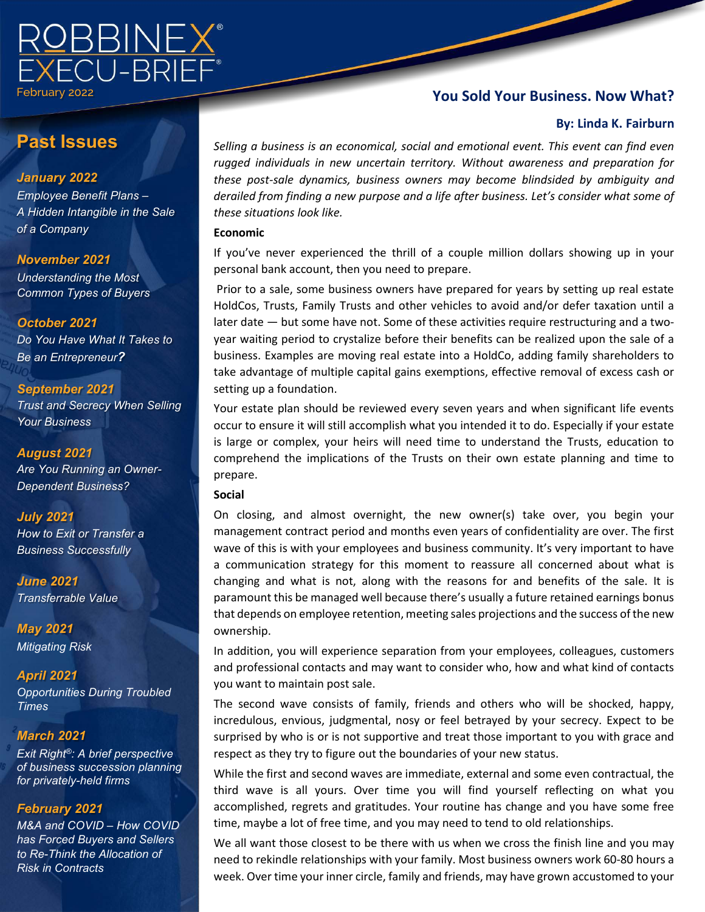# ROBBINEX® EXECU-BRIEF®

February 2022

## Past Issues

***January 2022***
*Employee Benefit Plans – A Hidden Intangible in the Sale of a Company*

***November 2021***
*Understanding the Most Common Types of Buyers*

***October 2021***
*Do You Have What It Takes to Be an Entrepreneur?*

***September 2021***
*Trust and Secrecy When Selling Your Business*

***August 2021***
*Are You Running an Owner-Dependent Business?*

***July 2021***
*How to Exit or Transfer a Business Successfully*

***June 2021***
*Transferrable Value*

***May 2021***
*Mitigating Risk*

***April 2021***
*Opportunities During Troubled Times*

***March 2021***
*Exit Right®: A brief perspective of business succession planning for privately-held firms*

***February 2021***
*M&A and COVID – How COVID has Forced Buyers and Sellers to Re-Think the Allocation of Risk in Contracts*

## You Sold Your Business. Now What?

**By: Linda K. Fairburn**

*Selling a business is an economical, social and emotional event. This event can find even rugged individuals in new uncertain territory. Without awareness and preparation for these post-sale dynamics, business owners may become blindsided by ambiguity and derailed from finding a new purpose and a life after business. Let's consider what some of these situations look like.*

**Economic**

If you've never experienced the thrill of a couple million dollars showing up in your personal bank account, then you need to prepare.

Prior to a sale, some business owners have prepared for years by setting up real estate HoldCos, Trusts, Family Trusts and other vehicles to avoid and/or defer taxation until a later date — but some have not. Some of these activities require restructuring and a two-year waiting period to crystalize before their benefits can be realized upon the sale of a business. Examples are moving real estate into a HoldCo, adding family shareholders to take advantage of multiple capital gains exemptions, effective removal of excess cash or setting up a foundation.

Your estate plan should be reviewed every seven years and when significant life events occur to ensure it will still accomplish what you intended it to do. Especially if your estate is large or complex, your heirs will need time to understand the Trusts, education to comprehend the implications of the Trusts on their own estate planning and time to prepare.

**Social**

On closing, and almost overnight, the new owner(s) take over, you begin your management contract period and months even years of confidentiality are over. The first wave of this is with your employees and business community. It's very important to have a communication strategy for this moment to reassure all concerned about what is changing and what is not, along with the reasons for and benefits of the sale. It is paramount this be managed well because there's usually a future retained earnings bonus that depends on employee retention, meeting sales projections and the success of the new ownership.

In addition, you will experience separation from your employees, colleagues, customers and professional contacts and may want to consider who, how and what kind of contacts you want to maintain post sale.

The second wave consists of family, friends and others who will be shocked, happy, incredulous, envious, judgmental, nosy or feel betrayed by your secrecy. Expect to be surprised by who is or is not supportive and treat those important to you with grace and respect as they try to figure out the boundaries of your new status.

While the first and second waves are immediate, external and some even contractual, the third wave is all yours. Over time you will find yourself reflecting on what you accomplished, regrets and gratitudes. Your routine has change and you have some free time, maybe a lot of free time, and you may need to tend to old relationships.

We all want those closest to be there with us when we cross the finish line and you may need to rekindle relationships with your family. Most business owners work 60-80 hours a week. Over time your inner circle, family and friends, may have grown accustomed to your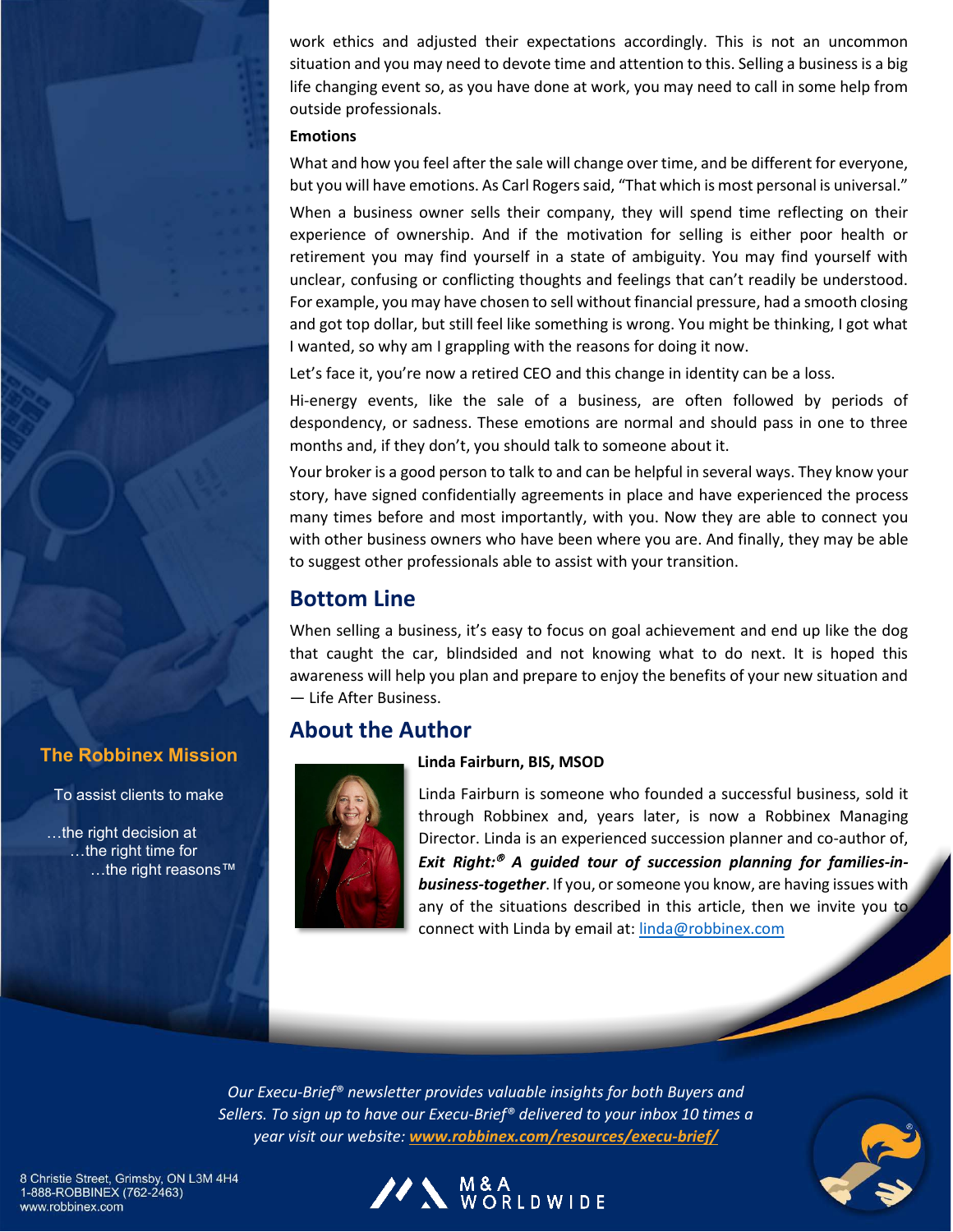work ethics and adjusted their expectations accordingly. This is not an uncommon situation and you may need to devote time and attention to this. Selling a business is a big life changing event so, as you have done at work, you may need to call in some help from outside professionals.

**Emotions**

What and how you feel after the sale will change over time, and be different for everyone, but you will have emotions. As Carl Rogers said, "That which is most personal is universal."

When a business owner sells their company, they will spend time reflecting on their experience of ownership. And if the motivation for selling is either poor health or retirement you may find yourself in a state of ambiguity. You may find yourself with unclear, confusing or conflicting thoughts and feelings that can't readily be understood. For example, you may have chosen to sell without financial pressure, had a smooth closing and got top dollar, but still feel like something is wrong. You might be thinking, I got what I wanted, so why am I grappling with the reasons for doing it now.

Let's face it, you're now a retired CEO and this change in identity can be a loss.

Hi-energy events, like the sale of a business, are often followed by periods of despondency, or sadness. These emotions are normal and should pass in one to three months and, if they don't, you should talk to someone about it.

Your broker is a good person to talk to and can be helpful in several ways. They know your story, have signed confidentially agreements in place and have experienced the process many times before and most importantly, with you. Now they are able to connect you with other business owners who have been where you are. And finally, they may be able to suggest other professionals able to assist with your transition.

## Bottom Line

When selling a business, it's easy to focus on goal achievement and end up like the dog that caught the car, blindsided and not knowing what to do next. It is hoped this awareness will help you plan and prepare to enjoy the benefits of your new situation and — Life After Business.

## About the Author

**Linda Fairburn, BIS, MSOD**

Linda Fairburn is someone who founded a successful business, sold it through Robbinex and, years later, is now a Robbinex Managing Director. Linda is an experienced succession planner and co-author of, ***Exit Right:® A guided tour of succession planning for families-in-business-together***. If you, or someone you know, are having issues with any of the situations described in this article, then we invite you to connect with Linda by email at: linda@robbinex.com

### The Robbinex Mission

To assist clients to make

…the right decision at
…the right time for
…the right reasons™

*Our Execu-Brief® newsletter provides valuable insights for both Buyers and Sellers. To sign up to have our Execu-Brief® delivered to your inbox 10 times a year visit our website:* ***www.robbinex.com/resources/execu-brief/***

8 Christie Street, Grimsby, ON L3M 4H4
1-888-ROBBINEX (762-2463)
www.robbinex.com

M & A WORLDWIDE